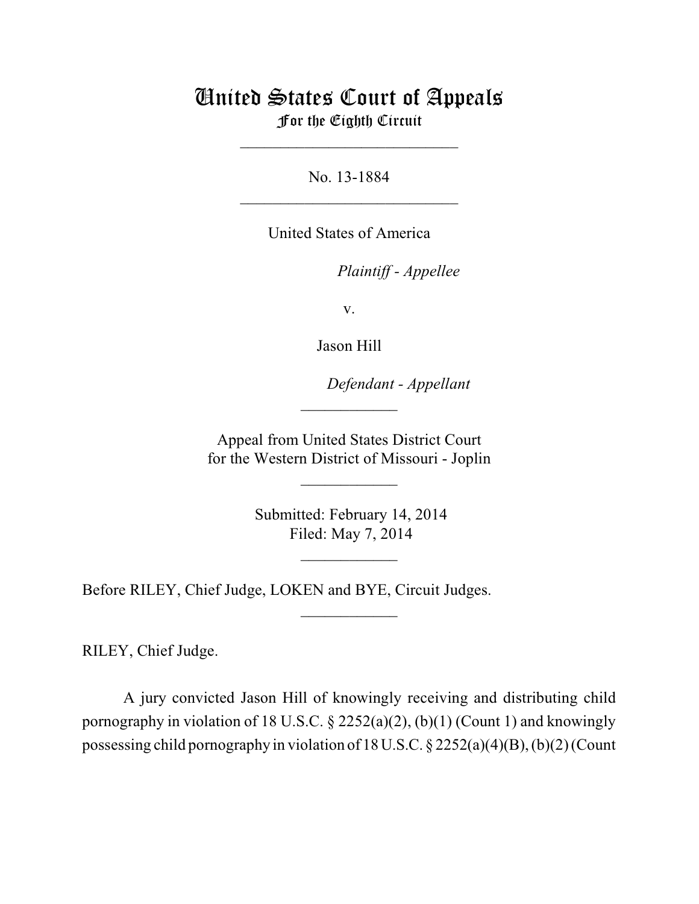# United States Court of Appeals
## For the Eighth Circuit

\_\_\_\_\_\_\_\_\_\_\_\_\_\_\_\_\_\_\_\_\_\_\_\_\_\_\_

No. 13-1884

\_\_\_\_\_\_\_\_\_\_\_\_\_\_\_\_\_\_\_\_\_\_\_\_\_\_\_

United States of America

*Plaintiff - Appellee*

v.

Jason Hill

*Defendant - Appellant*

\_\_\_\_\_\_\_\_\_\_\_\_

Appeal from United States District Court
for the Western District of Missouri - Joplin

\_\_\_\_\_\_\_\_\_\_\_\_

Submitted: February 14, 2014
Filed: May 7, 2014

\_\_\_\_\_\_\_\_\_\_\_\_

Before RILEY, Chief Judge, LOKEN and BYE, Circuit Judges.

\_\_\_\_\_\_\_\_\_\_\_\_

RILEY, Chief Judge.

A jury convicted Jason Hill of knowingly receiving and distributing child pornography in violation of 18 U.S.C. § 2252(a)(2), (b)(1) (Count 1) and knowingly possessing child pornography in violation of 18 U.S.C. § 2252(a)(4)(B), (b)(2) (Count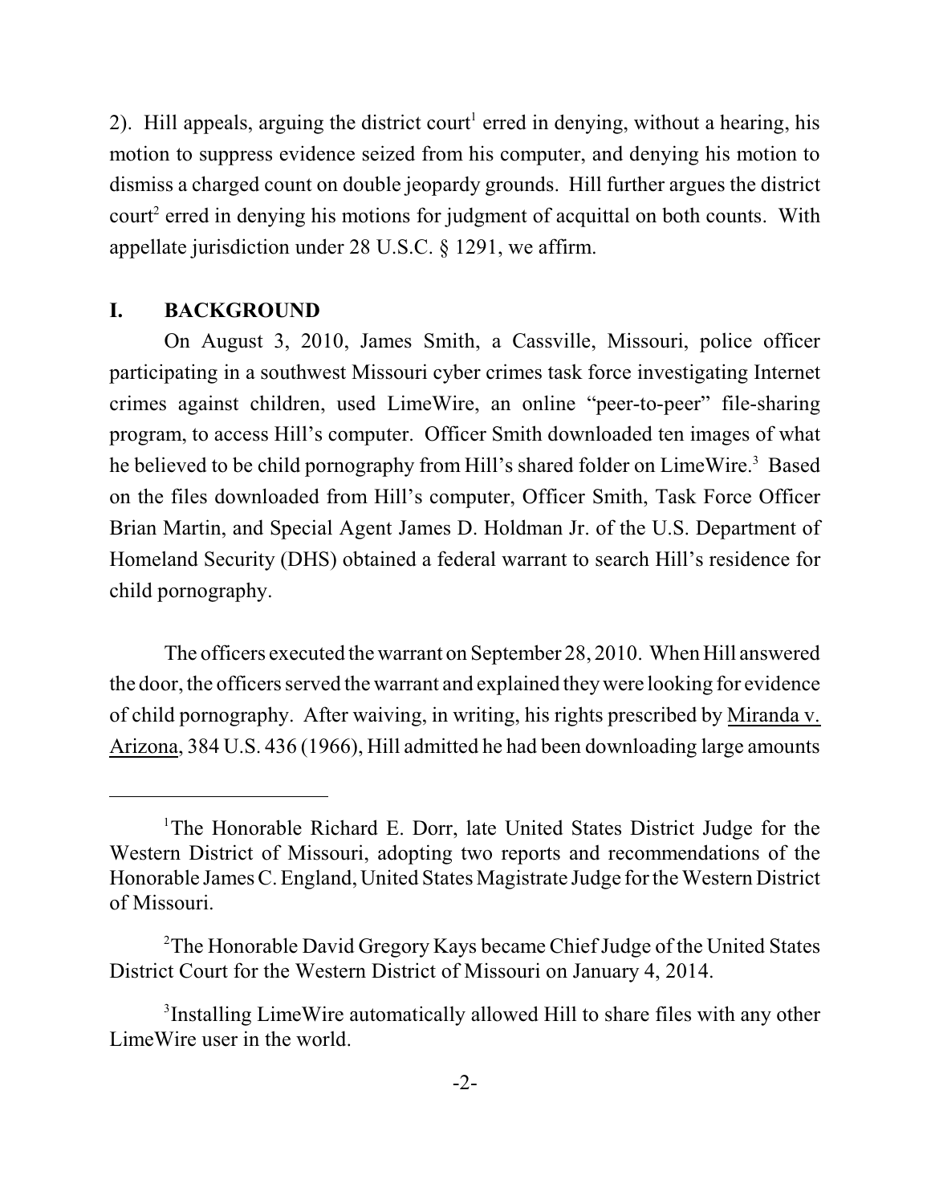2). Hill appeals, arguing the district court[1] erred in denying, without a hearing, his motion to suppress evidence seized from his computer, and denying his motion to dismiss a charged count on double jeopardy grounds. Hill further argues the district court[2] erred in denying his motions for judgment of acquittal on both counts. With appellate jurisdiction under 28 U.S.C. § 1291, we affirm.

## I. BACKGROUND

On August 3, 2010, James Smith, a Cassville, Missouri, police officer participating in a southwest Missouri cyber crimes task force investigating Internet crimes against children, used LimeWire, an online "peer-to-peer" file-sharing program, to access Hill's computer. Officer Smith downloaded ten images of what he believed to be child pornography from Hill's shared folder on LimeWire.[3] Based on the files downloaded from Hill's computer, Officer Smith, Task Force Officer Brian Martin, and Special Agent James D. Holdman Jr. of the U.S. Department of Homeland Security (DHS) obtained a federal warrant to search Hill's residence for child pornography.

The officers executed the warrant on September 28, 2010. When Hill answered the door, the officers served the warrant and explained they were looking for evidence of child pornography. After waiving, in writing, his rights prescribed by Miranda v. Arizona, 384 U.S. 436 (1966), Hill admitted he had been downloading large amounts

---

[1] The Honorable Richard E. Dorr, late United States District Judge for the Western District of Missouri, adopting two reports and recommendations of the Honorable James C. England, United States Magistrate Judge for the Western District of Missouri.

[2] The Honorable David Gregory Kays became Chief Judge of the United States District Court for the Western District of Missouri on January 4, 2014.

[3] Installing LimeWire automatically allowed Hill to share files with any other LimeWire user in the world.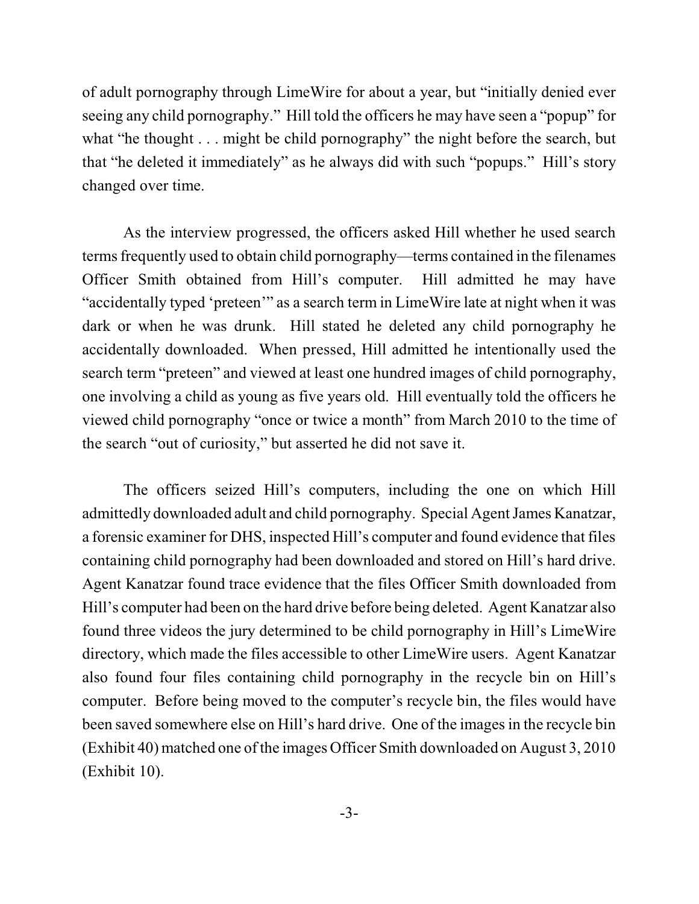of adult pornography through LimeWire for about a year, but "initially denied ever seeing any child pornography." Hill told the officers he may have seen a "popup" for what "he thought . . . might be child pornography" the night before the search, but that "he deleted it immediately" as he always did with such "popups." Hill's story changed over time.

As the interview progressed, the officers asked Hill whether he used search terms frequently used to obtain child pornography—terms contained in the filenames Officer Smith obtained from Hill's computer. Hill admitted he may have "accidentally typed 'preteen'" as a search term in LimeWire late at night when it was dark or when he was drunk. Hill stated he deleted any child pornography he accidentally downloaded. When pressed, Hill admitted he intentionally used the search term "preteen" and viewed at least one hundred images of child pornography, one involving a child as young as five years old. Hill eventually told the officers he viewed child pornography "once or twice a month" from March 2010 to the time of the search "out of curiosity," but asserted he did not save it.

The officers seized Hill's computers, including the one on which Hill admittedly downloaded adult and child pornography. Special Agent James Kanatzar, a forensic examiner for DHS, inspected Hill's computer and found evidence that files containing child pornography had been downloaded and stored on Hill's hard drive. Agent Kanatzar found trace evidence that the files Officer Smith downloaded from Hill's computer had been on the hard drive before being deleted. Agent Kanatzar also found three videos the jury determined to be child pornography in Hill's LimeWire directory, which made the files accessible to other LimeWire users. Agent Kanatzar also found four files containing child pornography in the recycle bin on Hill's computer. Before being moved to the computer's recycle bin, the files would have been saved somewhere else on Hill's hard drive. One of the images in the recycle bin (Exhibit 40) matched one of the images Officer Smith downloaded on August 3, 2010 (Exhibit 10).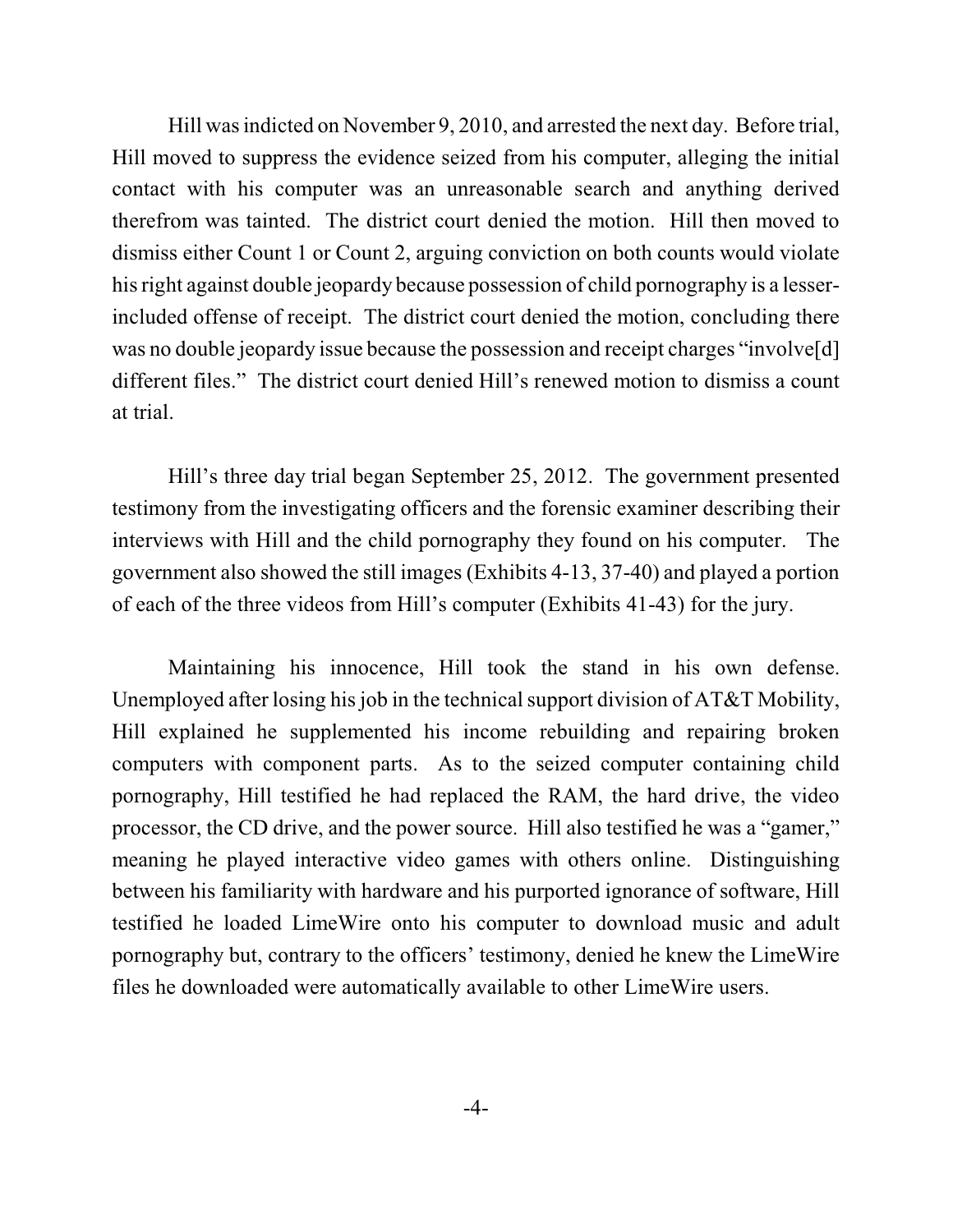Hill was indicted on November 9, 2010, and arrested the next day. Before trial, Hill moved to suppress the evidence seized from his computer, alleging the initial contact with his computer was an unreasonable search and anything derived therefrom was tainted. The district court denied the motion. Hill then moved to dismiss either Count 1 or Count 2, arguing conviction on both counts would violate his right against double jeopardy because possession of child pornography is a lesser-included offense of receipt. The district court denied the motion, concluding there was no double jeopardy issue because the possession and receipt charges "involve[d] different files." The district court denied Hill's renewed motion to dismiss a count at trial.

Hill's three day trial began September 25, 2012. The government presented testimony from the investigating officers and the forensic examiner describing their interviews with Hill and the child pornography they found on his computer. The government also showed the still images (Exhibits 4-13, 37-40) and played a portion of each of the three videos from Hill's computer (Exhibits 41-43) for the jury.

Maintaining his innocence, Hill took the stand in his own defense. Unemployed after losing his job in the technical support division of AT&T Mobility, Hill explained he supplemented his income rebuilding and repairing broken computers with component parts. As to the seized computer containing child pornography, Hill testified he had replaced the RAM, the hard drive, the video processor, the CD drive, and the power source. Hill also testified he was a "gamer," meaning he played interactive video games with others online. Distinguishing between his familiarity with hardware and his purported ignorance of software, Hill testified he loaded LimeWire onto his computer to download music and adult pornography but, contrary to the officers' testimony, denied he knew the LimeWire files he downloaded were automatically available to other LimeWire users.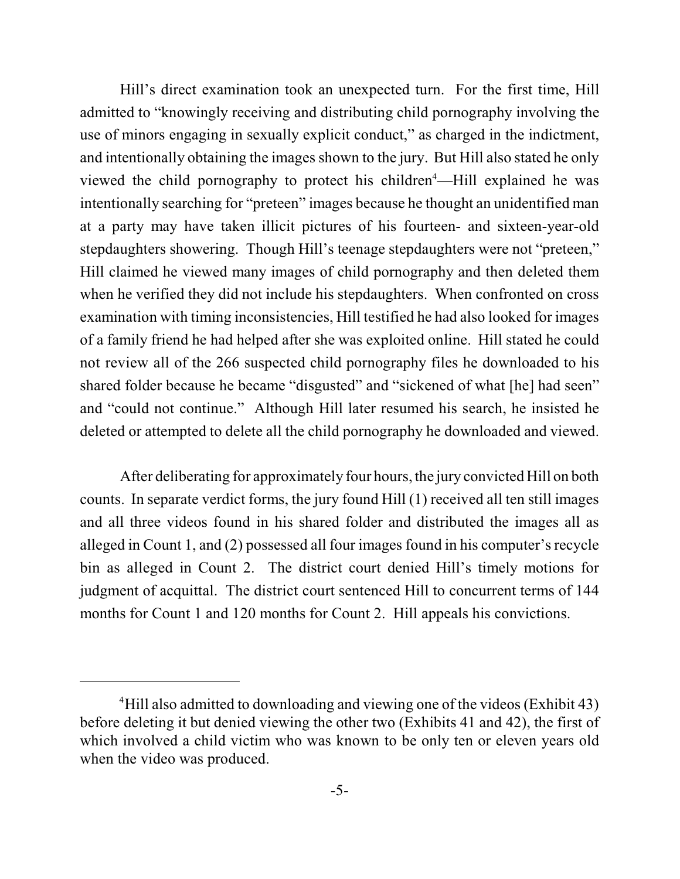Hill's direct examination took an unexpected turn. For the first time, Hill admitted to "knowingly receiving and distributing child pornography involving the use of minors engaging in sexually explicit conduct," as charged in the indictment, and intentionally obtaining the images shown to the jury. But Hill also stated he only viewed the child pornography to protect his children[4]—Hill explained he was intentionally searching for "preteen" images because he thought an unidentified man at a party may have taken illicit pictures of his fourteen- and sixteen-year-old stepdaughters showering. Though Hill's teenage stepdaughters were not "preteen," Hill claimed he viewed many images of child pornography and then deleted them when he verified they did not include his stepdaughters. When confronted on cross examination with timing inconsistencies, Hill testified he had also looked for images of a family friend he had helped after she was exploited online. Hill stated he could not review all of the 266 suspected child pornography files he downloaded to his shared folder because he became "disgusted" and "sickened of what [he] had seen" and "could not continue." Although Hill later resumed his search, he insisted he deleted or attempted to delete all the child pornography he downloaded and viewed.

After deliberating for approximately four hours, the jury convicted Hill on both counts. In separate verdict forms, the jury found Hill (1) received all ten still images and all three videos found in his shared folder and distributed the images all as alleged in Count 1, and (2) possessed all four images found in his computer's recycle bin as alleged in Count 2. The district court denied Hill's timely motions for judgment of acquittal. The district court sentenced Hill to concurrent terms of 144 months for Count 1 and 120 months for Count 2. Hill appeals his convictions.

---

[4]Hill also admitted to downloading and viewing one of the videos (Exhibit 43) before deleting it but denied viewing the other two (Exhibits 41 and 42), the first of which involved a child victim who was known to be only ten or eleven years old when the video was produced.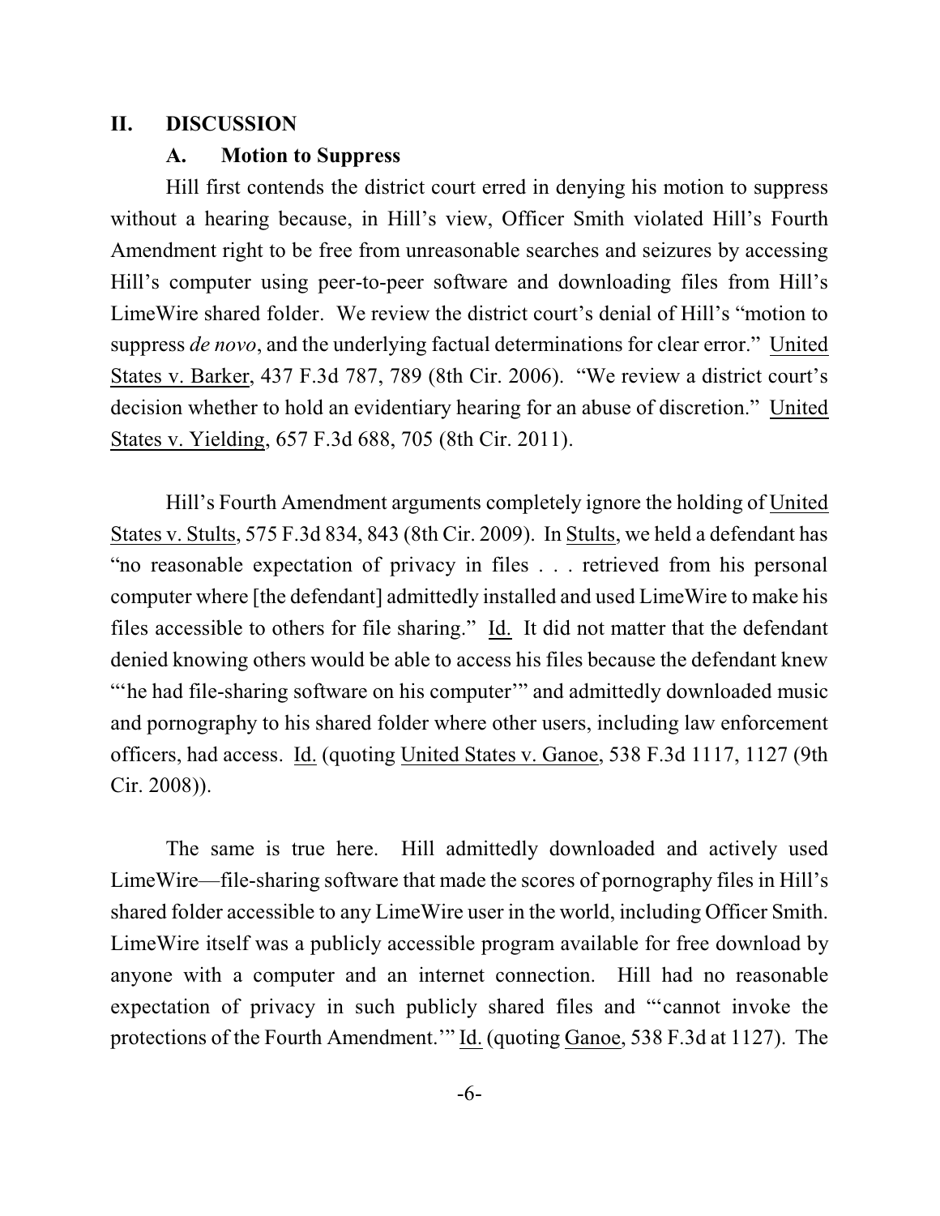## II. DISCUSSION

### A. Motion to Suppress

Hill first contends the district court erred in denying his motion to suppress without a hearing because, in Hill's view, Officer Smith violated Hill's Fourth Amendment right to be free from unreasonable searches and seizures by accessing Hill's computer using peer-to-peer software and downloading files from Hill's LimeWire shared folder. We review the district court's denial of Hill's "motion to suppress *de novo*, and the underlying factual determinations for clear error." United States v. Barker, 437 F.3d 787, 789 (8th Cir. 2006). "We review a district court's decision whether to hold an evidentiary hearing for an abuse of discretion." United States v. Yielding, 657 F.3d 688, 705 (8th Cir. 2011).

Hill's Fourth Amendment arguments completely ignore the holding of United States v. Stults, 575 F.3d 834, 843 (8th Cir. 2009). In Stults, we held a defendant has "no reasonable expectation of privacy in files . . . retrieved from his personal computer where [the defendant] admittedly installed and used LimeWire to make his files accessible to others for file sharing." Id. It did not matter that the defendant denied knowing others would be able to access his files because the defendant knew "'he had file-sharing software on his computer'" and admittedly downloaded music and pornography to his shared folder where other users, including law enforcement officers, had access. Id. (quoting United States v. Ganoe, 538 F.3d 1117, 1127 (9th Cir. 2008)).

The same is true here. Hill admittedly downloaded and actively used LimeWire—file-sharing software that made the scores of pornography files in Hill's shared folder accessible to any LimeWire user in the world, including Officer Smith. LimeWire itself was a publicly accessible program available for free download by anyone with a computer and an internet connection. Hill had no reasonable expectation of privacy in such publicly shared files and "'cannot invoke the protections of the Fourth Amendment.'" Id. (quoting Ganoe, 538 F.3d at 1127). The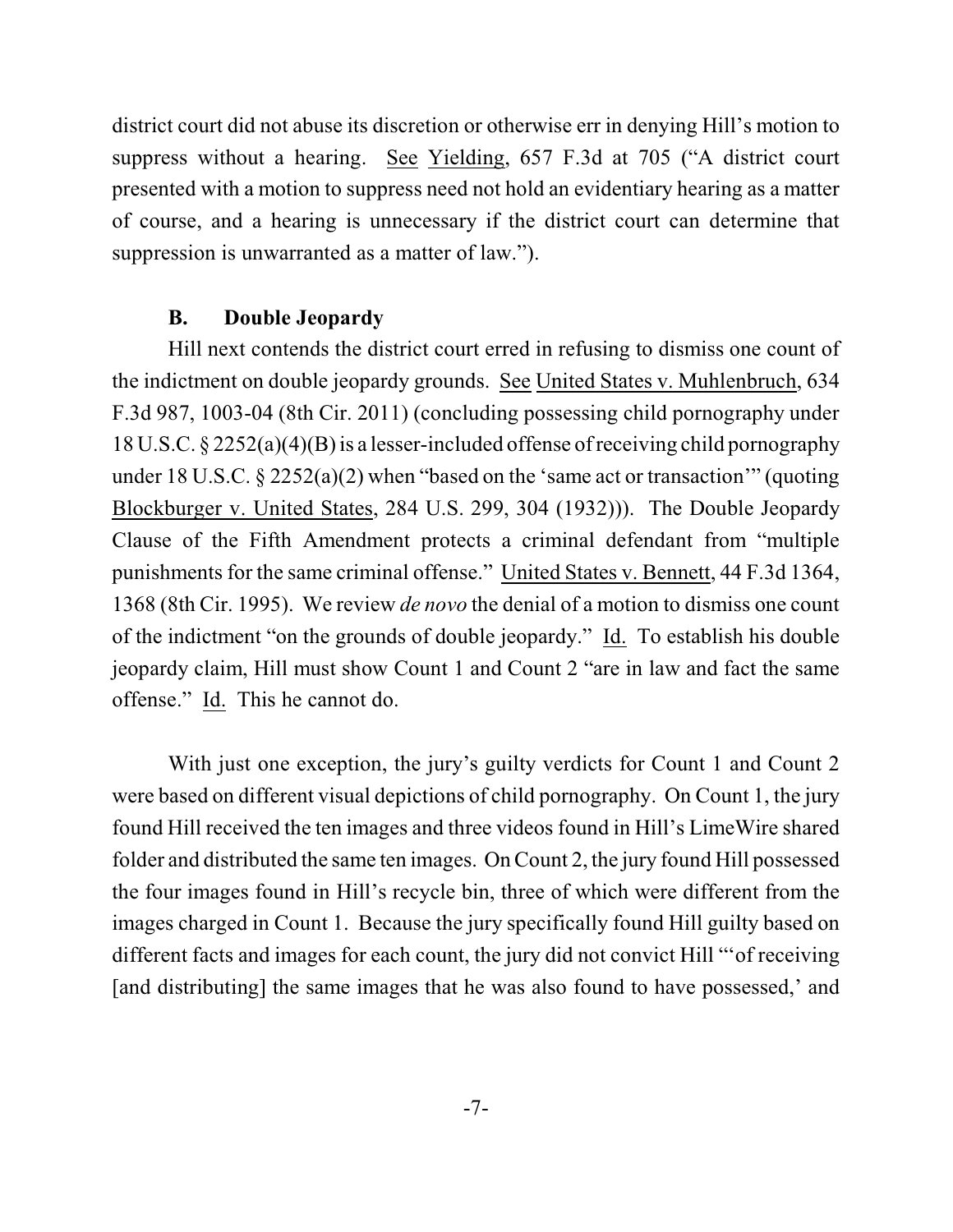district court did not abuse its discretion or otherwise err in denying Hill's motion to suppress without a hearing. See Yielding, 657 F.3d at 705 ("A district court presented with a motion to suppress need not hold an evidentiary hearing as a matter of course, and a hearing is unnecessary if the district court can determine that suppression is unwarranted as a matter of law.").

### B. Double Jeopardy

Hill next contends the district court erred in refusing to dismiss one count of the indictment on double jeopardy grounds. See United States v. Muhlenbruch, 634 F.3d 987, 1003-04 (8th Cir. 2011) (concluding possessing child pornography under 18 U.S.C. § 2252(a)(4)(B) is a lesser-included offense of receiving child pornography under 18 U.S.C. § 2252(a)(2) when "based on the 'same act or transaction'" (quoting Blockburger v. United States, 284 U.S. 299, 304 (1932))). The Double Jeopardy Clause of the Fifth Amendment protects a criminal defendant from "multiple punishments for the same criminal offense." United States v. Bennett, 44 F.3d 1364, 1368 (8th Cir. 1995). We review *de novo* the denial of a motion to dismiss one count of the indictment "on the grounds of double jeopardy." Id. To establish his double jeopardy claim, Hill must show Count 1 and Count 2 "are in law and fact the same offense." Id. This he cannot do.

With just one exception, the jury's guilty verdicts for Count 1 and Count 2 were based on different visual depictions of child pornography. On Count 1, the jury found Hill received the ten images and three videos found in Hill's LimeWire shared folder and distributed the same ten images. On Count 2, the jury found Hill possessed the four images found in Hill's recycle bin, three of which were different from the images charged in Count 1. Because the jury specifically found Hill guilty based on different facts and images for each count, the jury did not convict Hill "'of receiving [and distributing] the same images that he was also found to have possessed,' and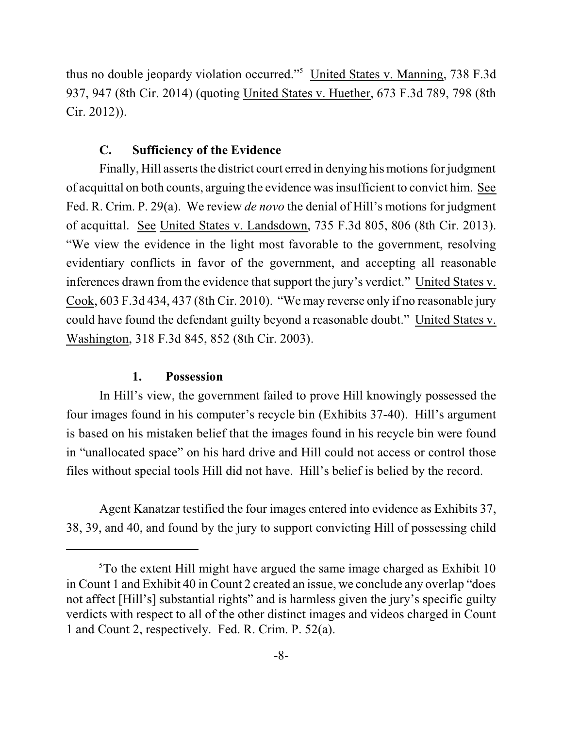thus no double jeopardy violation occurred."[5] United States v. Manning, 738 F.3d 937, 947 (8th Cir. 2014) (quoting United States v. Huether, 673 F.3d 789, 798 (8th Cir. 2012)).

### C. Sufficiency of the Evidence

Finally, Hill asserts the district court erred in denying his motions for judgment of acquittal on both counts, arguing the evidence was insufficient to convict him. See Fed. R. Crim. P. 29(a). We review *de novo* the denial of Hill's motions for judgment of acquittal. See United States v. Landsdown, 735 F.3d 805, 806 (8th Cir. 2013). "We view the evidence in the light most favorable to the government, resolving evidentiary conflicts in favor of the government, and accepting all reasonable inferences drawn from the evidence that support the jury's verdict." United States v. Cook, 603 F.3d 434, 437 (8th Cir. 2010). "We may reverse only if no reasonable jury could have found the defendant guilty beyond a reasonable doubt." United States v. Washington, 318 F.3d 845, 852 (8th Cir. 2003).

#### 1. Possession

In Hill's view, the government failed to prove Hill knowingly possessed the four images found in his computer's recycle bin (Exhibits 37-40). Hill's argument is based on his mistaken belief that the images found in his recycle bin were found in "unallocated space" on his hard drive and Hill could not access or control those files without special tools Hill did not have. Hill's belief is belied by the record.

Agent Kanatzar testified the four images entered into evidence as Exhibits 37, 38, 39, and 40, and found by the jury to support convicting Hill of possessing child

---

[5] To the extent Hill might have argued the same image charged as Exhibit 10 in Count 1 and Exhibit 40 in Count 2 created an issue, we conclude any overlap "does not affect [Hill's] substantial rights" and is harmless given the jury's specific guilty verdicts with respect to all of the other distinct images and videos charged in Count 1 and Count 2, respectively. Fed. R. Crim. P. 52(a).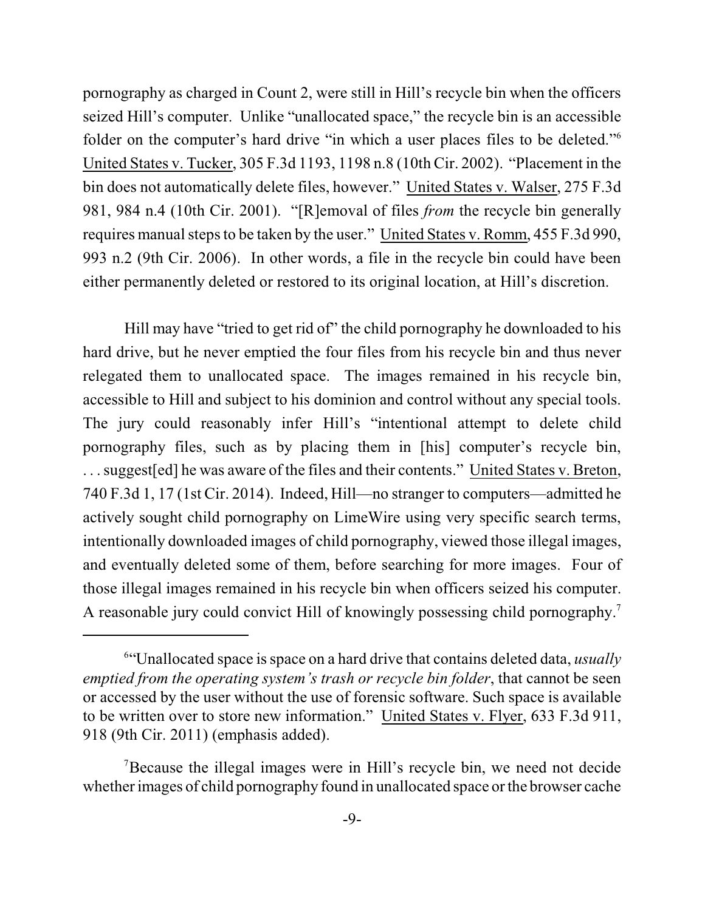pornography as charged in Count 2, were still in Hill's recycle bin when the officers seized Hill's computer. Unlike "unallocated space," the recycle bin is an accessible folder on the computer's hard drive "in which a user places files to be deleted."[6] United States v. Tucker, 305 F.3d 1193, 1198 n.8 (10th Cir. 2002). "Placement in the bin does not automatically delete files, however." United States v. Walser, 275 F.3d 981, 984 n.4 (10th Cir. 2001). "[R]emoval of files *from* the recycle bin generally requires manual steps to be taken by the user." United States v. Romm, 455 F.3d 990, 993 n.2 (9th Cir. 2006). In other words, a file in the recycle bin could have been either permanently deleted or restored to its original location, at Hill's discretion.

Hill may have "tried to get rid of" the child pornography he downloaded to his hard drive, but he never emptied the four files from his recycle bin and thus never relegated them to unallocated space. The images remained in his recycle bin, accessible to Hill and subject to his dominion and control without any special tools. The jury could reasonably infer Hill's "intentional attempt to delete child pornography files, such as by placing them in [his] computer's recycle bin, . . . suggest[ed] he was aware of the files and their contents." United States v. Breton, 740 F.3d 1, 17 (1st Cir. 2014). Indeed, Hill—no stranger to computers—admitted he actively sought child pornography on LimeWire using very specific search terms, intentionally downloaded images of child pornography, viewed those illegal images, and eventually deleted some of them, before searching for more images. Four of those illegal images remained in his recycle bin when officers seized his computer. A reasonable jury could convict Hill of knowingly possessing child pornography.[7]

---

[6]"Unallocated space is space on a hard drive that contains deleted data, *usually emptied from the operating system's trash or recycle bin folder*, that cannot be seen or accessed by the user without the use of forensic software. Such space is available to be written over to store new information." United States v. Flyer, 633 F.3d 911, 918 (9th Cir. 2011) (emphasis added).

[7]Because the illegal images were in Hill's recycle bin, we need not decide whether images of child pornography found in unallocated space or the browser cache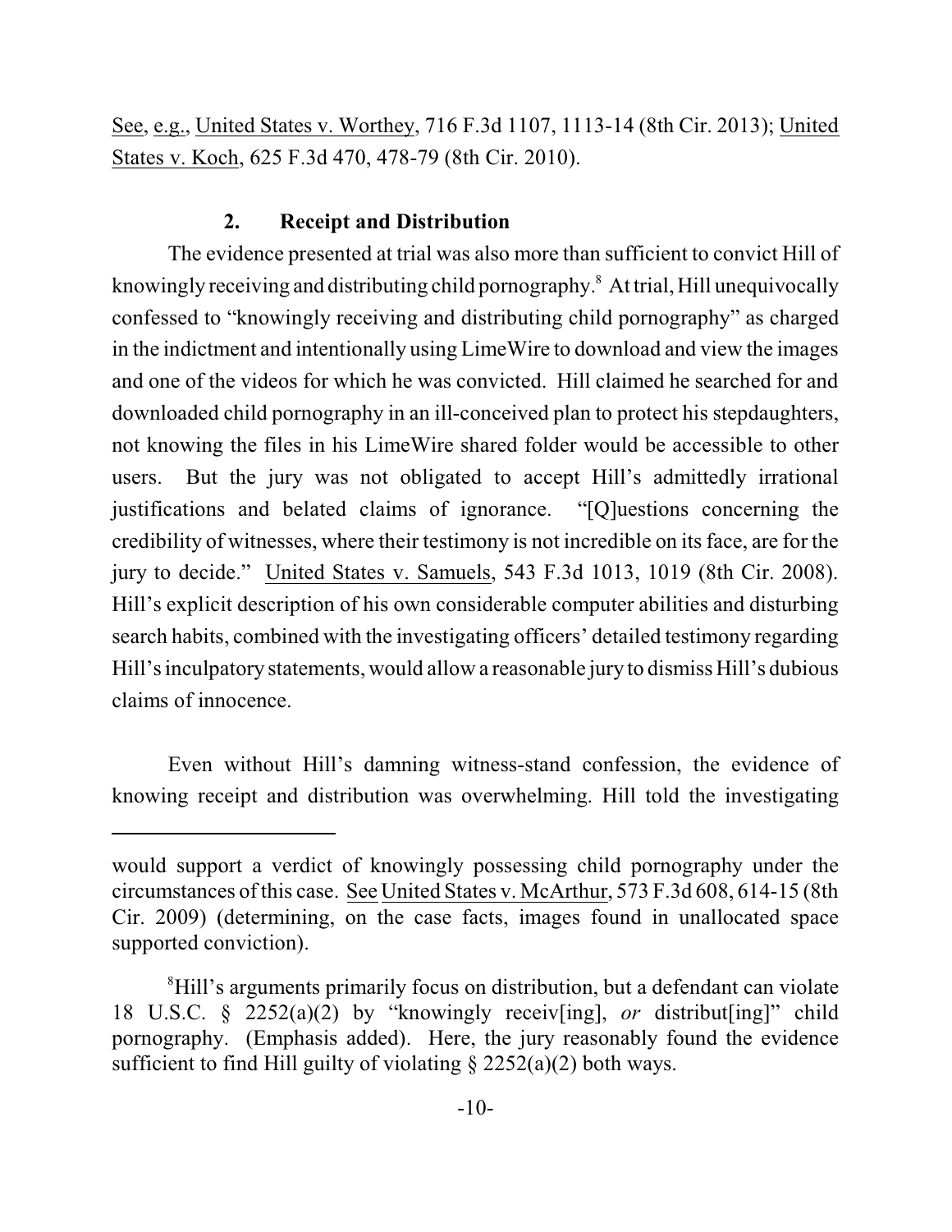See, e.g., United States v. Worthey, 716 F.3d 1107, 1113-14 (8th Cir. 2013); United States v. Koch, 625 F.3d 470, 478-79 (8th Cir. 2010).

### 2. Receipt and Distribution

The evidence presented at trial was also more than sufficient to convict Hill of knowingly receiving and distributing child pornography.[8] At trial, Hill unequivocally confessed to "knowingly receiving and distributing child pornography" as charged in the indictment and intentionally using LimeWire to download and view the images and one of the videos for which he was convicted. Hill claimed he searched for and downloaded child pornography in an ill-conceived plan to protect his stepdaughters, not knowing the files in his LimeWire shared folder would be accessible to other users. But the jury was not obligated to accept Hill's admittedly irrational justifications and belated claims of ignorance. "[Q]uestions concerning the credibility of witnesses, where their testimony is not incredible on its face, are for the jury to decide." United States v. Samuels, 543 F.3d 1013, 1019 (8th Cir. 2008). Hill's explicit description of his own considerable computer abilities and disturbing search habits, combined with the investigating officers' detailed testimony regarding Hill's inculpatory statements, would allow a reasonable jury to dismiss Hill's dubious claims of innocence.

Even without Hill's damning witness-stand confession, the evidence of knowing receipt and distribution was overwhelming. Hill told the investigating

---

would support a verdict of knowingly possessing child pornography under the circumstances of this case. See United States v. McArthur, 573 F.3d 608, 614-15 (8th Cir. 2009) (determining, on the case facts, images found in unallocated space supported conviction).

[8] Hill's arguments primarily focus on distribution, but a defendant can violate 18 U.S.C. § 2252(a)(2) by "knowingly receiv[ing], *or* distribut[ing]" child pornography. (Emphasis added). Here, the jury reasonably found the evidence sufficient to find Hill guilty of violating § 2252(a)(2) both ways.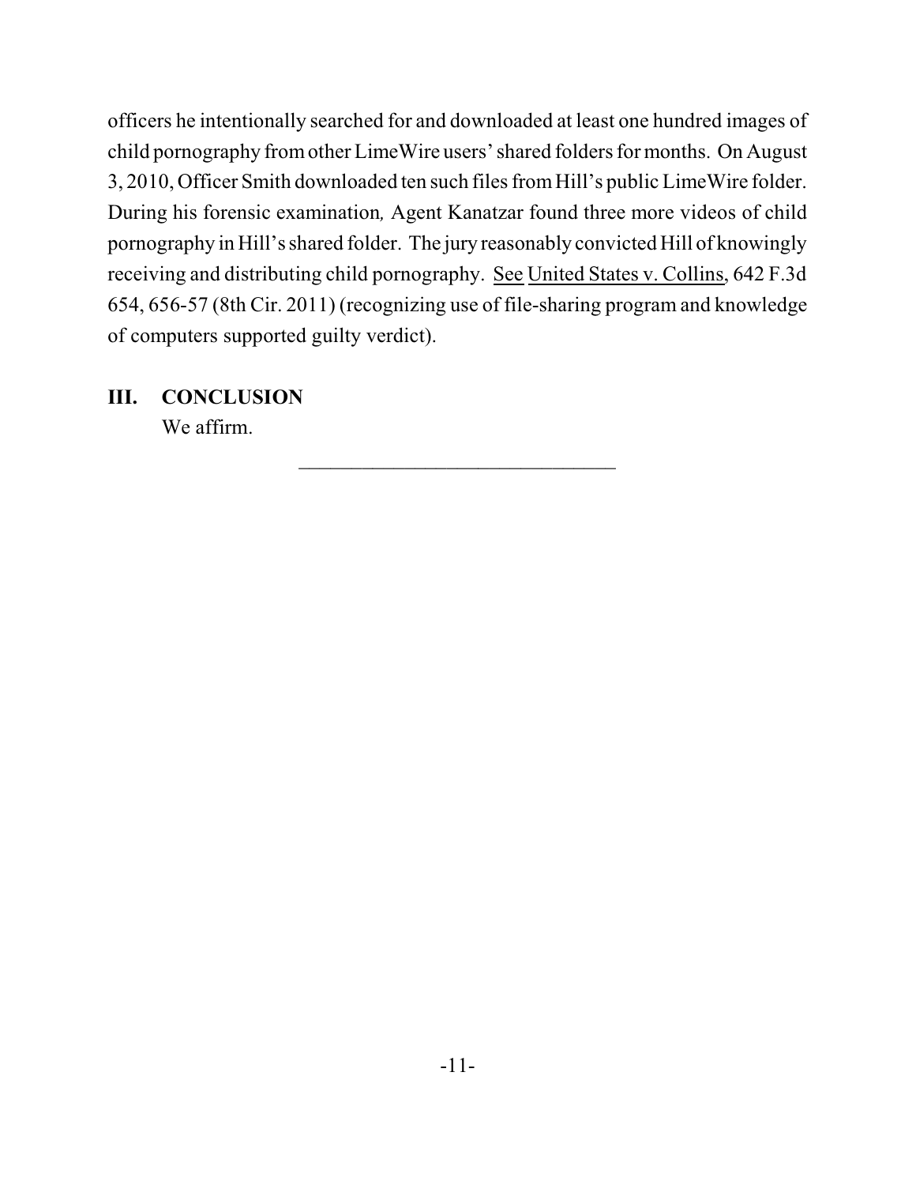officers he intentionally searched for and downloaded at least one hundred images of child pornography from other LimeWire users' shared folders for months. On August 3, 2010, Officer Smith downloaded ten such files from Hill's public LimeWire folder. During his forensic examination*,* Agent Kanatzar found three more videos of child pornography in Hill's shared folder. The jury reasonably convicted Hill of knowingly receiving and distributing child pornography. See United States v. Collins, 642 F.3d 654, 656-57 (8th Cir. 2011) (recognizing use of file-sharing program and knowledge of computers supported guilty verdict).

## III. CONCLUSION

We affirm.

______________________________